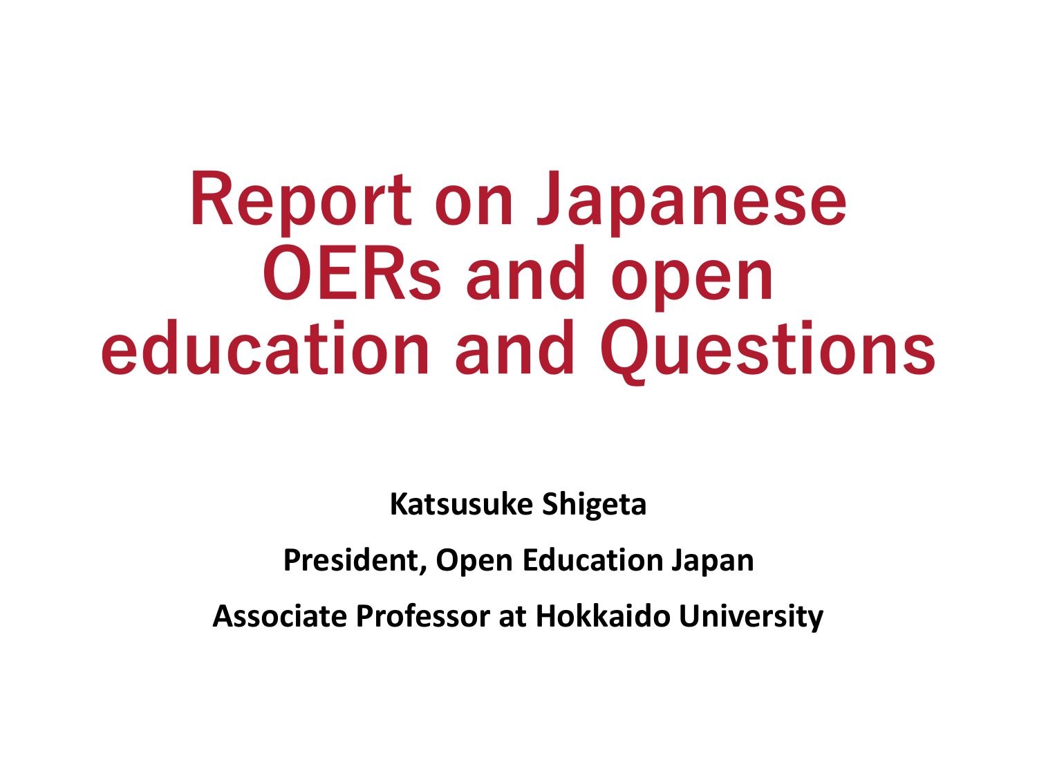# Report on Japanese OERs and open education and Questions

**Katsusuke Shigeta**

**President, Open Education Japan**

**Associate Professor at Hokkaido University**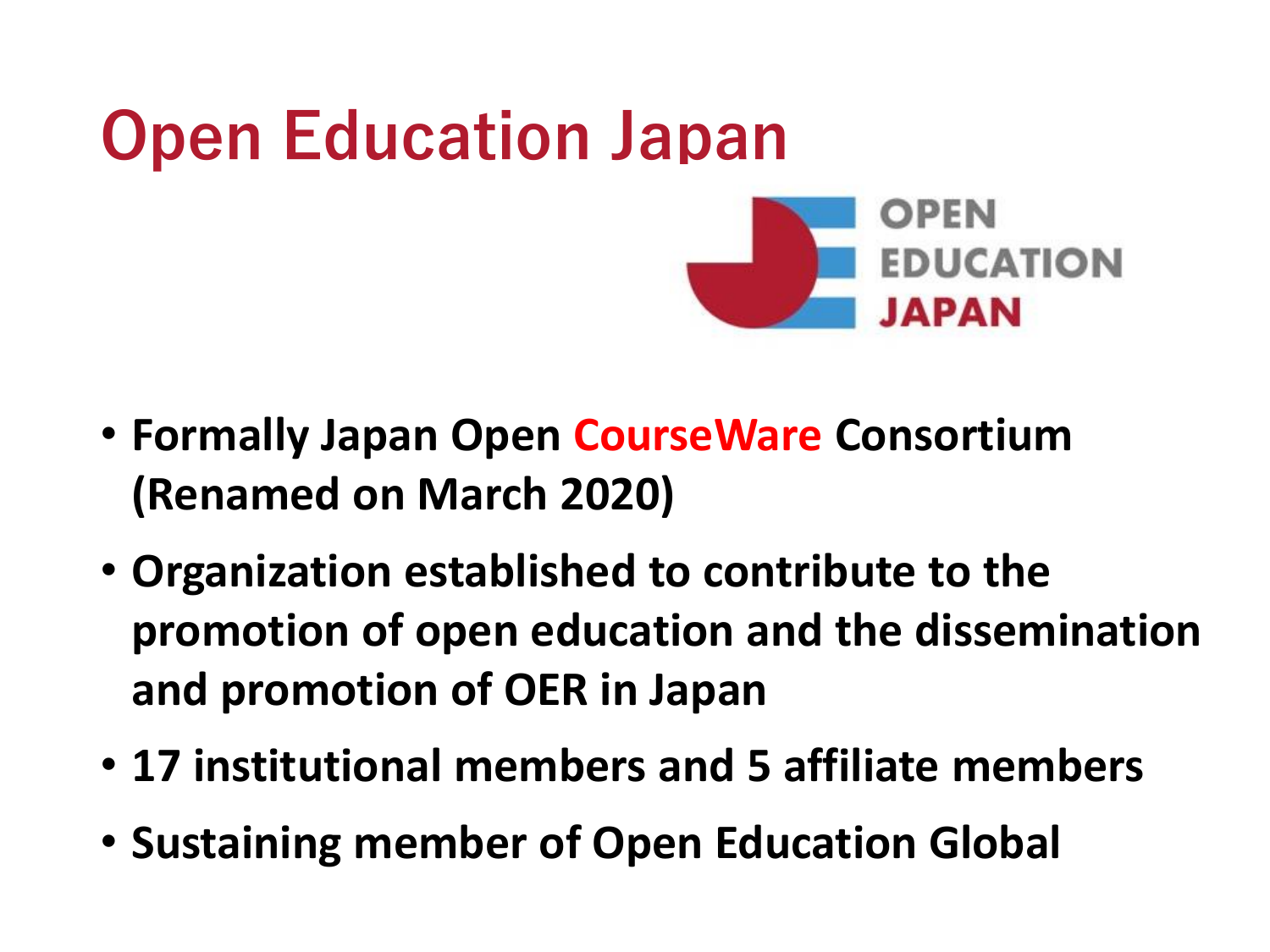# Open Education Japan

OPEN EDUCATION JAPAN

- **Formally Japan Open CourseWare Consortium (Renamed on March 2020)**
- **Organization established to contribute to the promotion of open education and the dissemination and promotion of OER in Japan**
- **17 institutional members and 5 affiliate members**
- **Sustaining member of Open Education Global**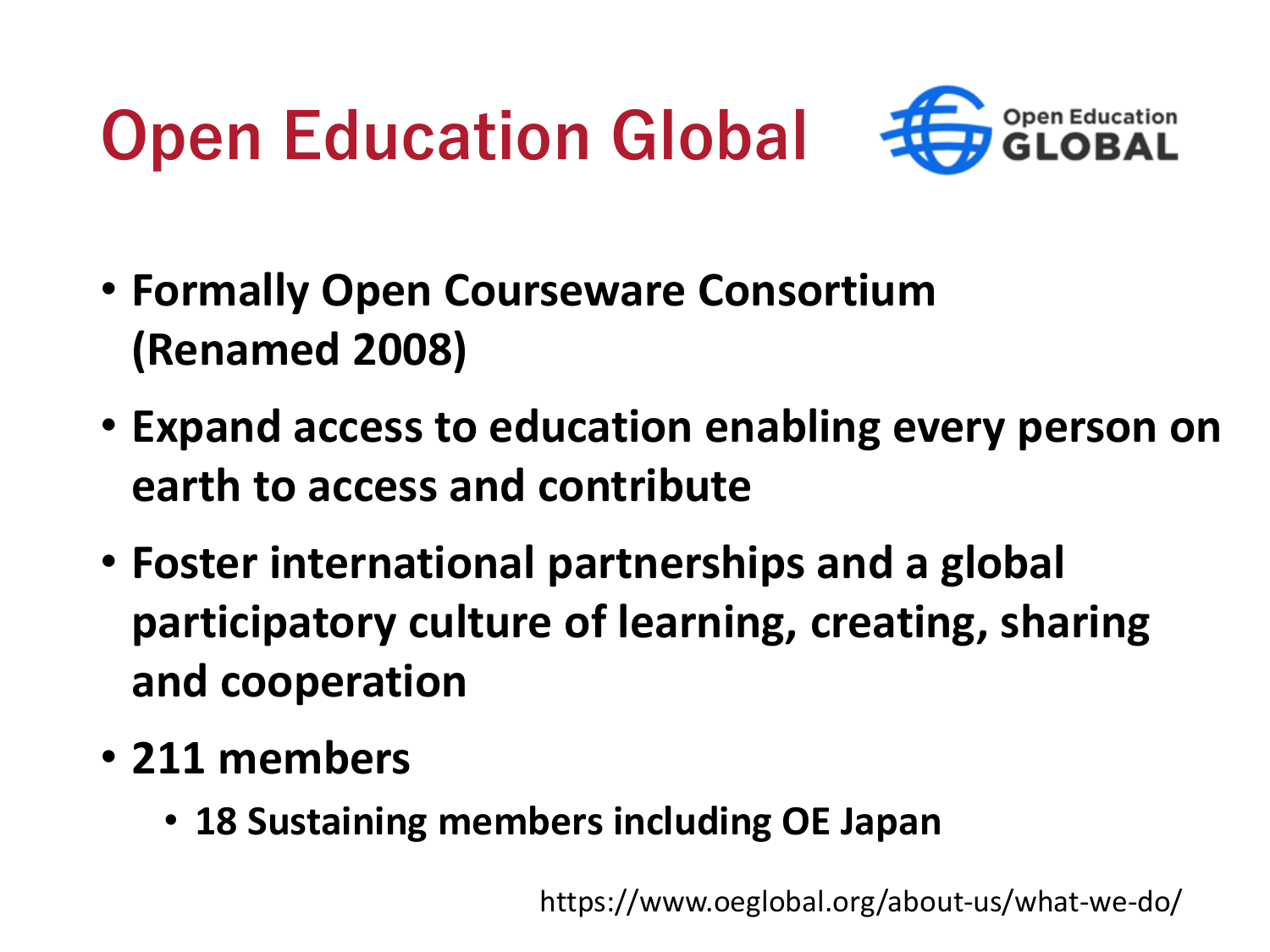# Open Education Global

- Formally Open Courseware Consortium (Renamed 2008)
- Expand access to education enabling every person on earth to access and contribute
- Foster international partnerships and a global participatory culture of learning, creating, sharing and cooperation
- 211 members
  - 18 Sustaining members including OE Japan

https://www.oeglobal.org/about-us/what-we-do/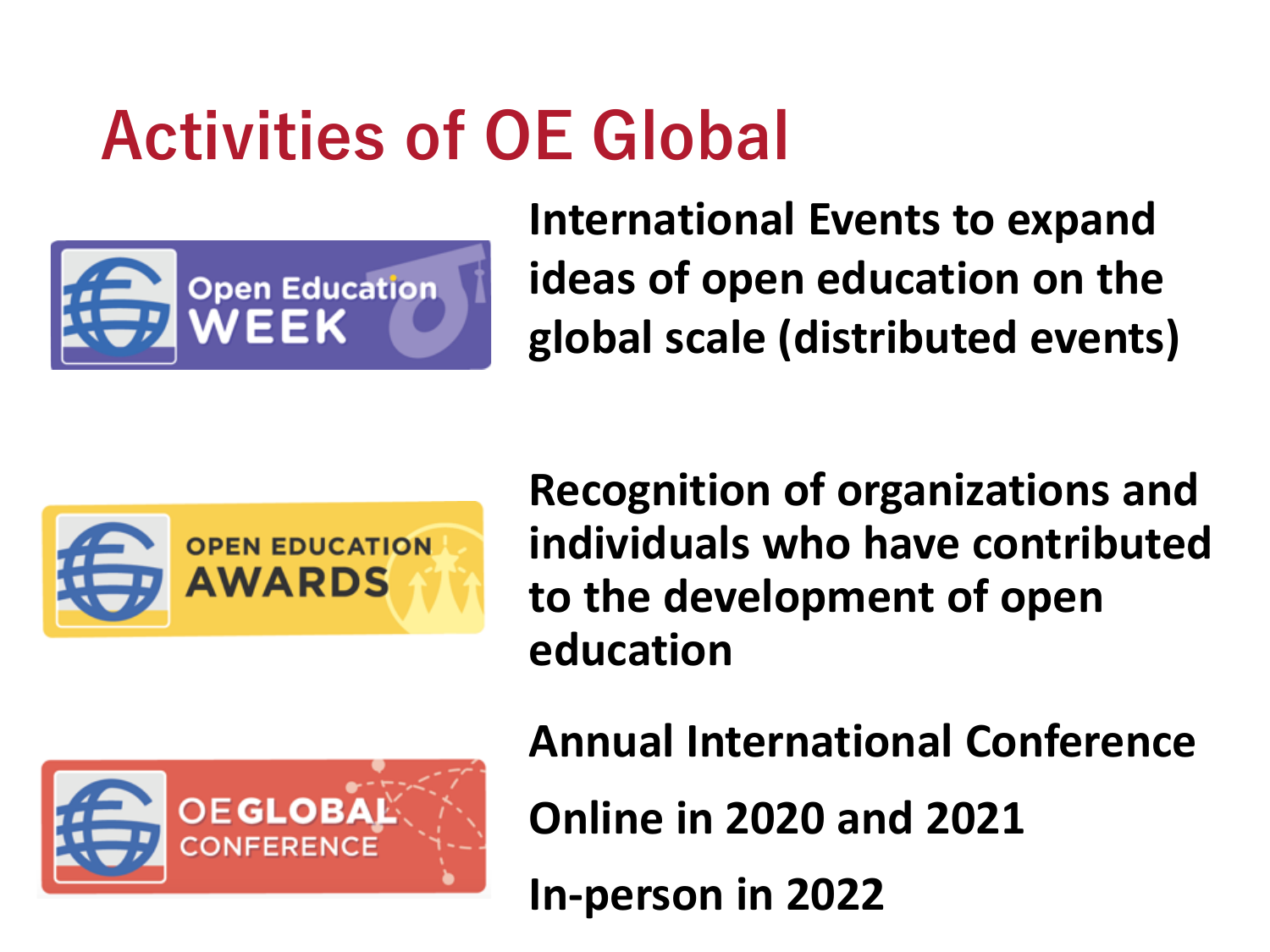# Activities of OE Global

Open Education WEEK

International Events to expand ideas of open education on the global scale (distributed events)

OPEN EDUCATION AWARDS

Recognition of organizations and individuals who have contributed to the development of open education

OEGLOBAL CONFERENCE

Annual International Conference

Online in 2020 and 2021

In-person in 2022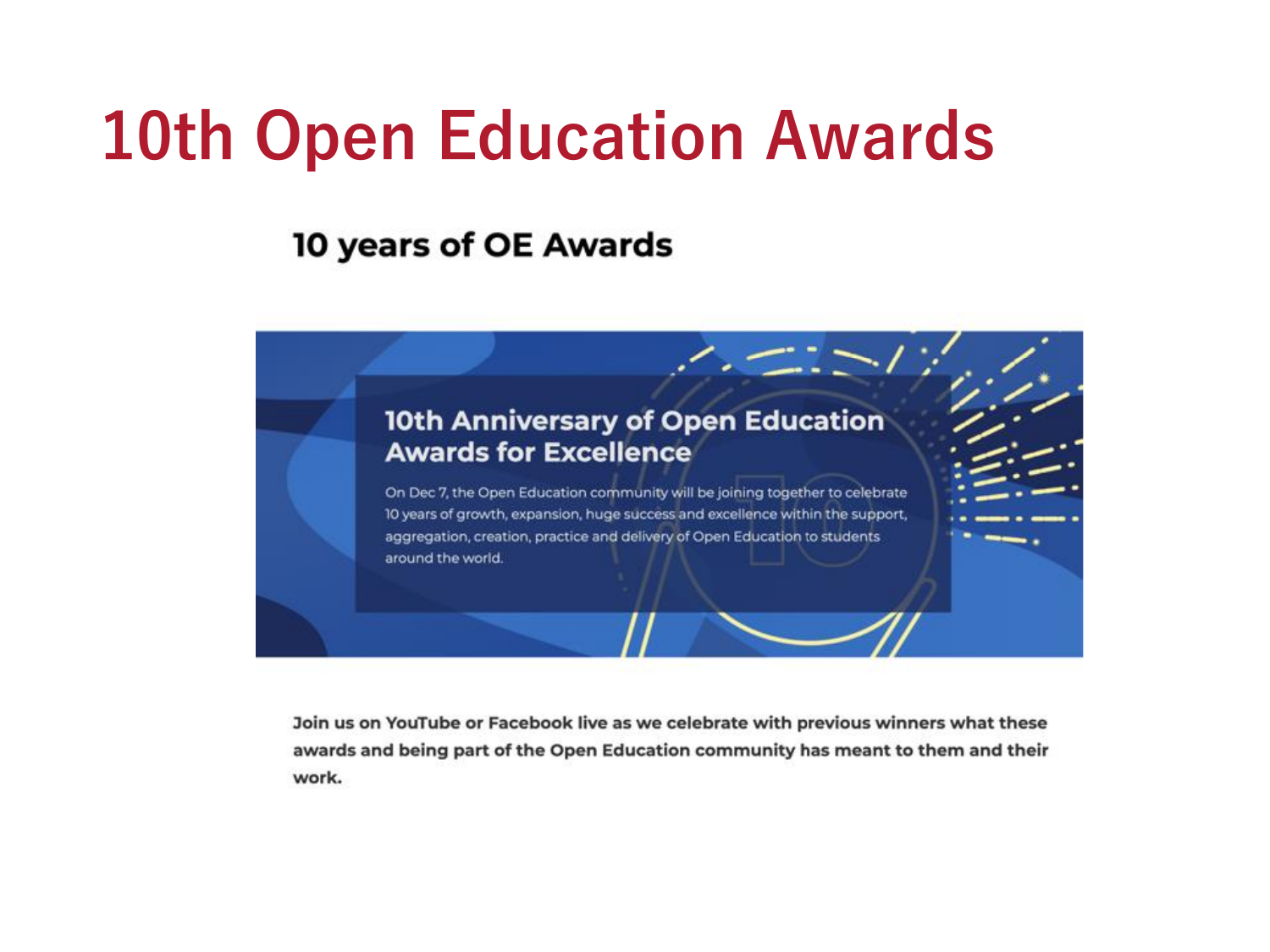# 10th Open Education Awards

## 10 years of OE Awards

### 10th Anniversary of Open Education Awards for Excellence

On Dec 7, the Open Education community will be joining together to celebrate 10 years of growth, expansion, huge success and excellence within the support, aggregation, creation, practice and delivery of Open Education to students around the world.

**Join us on YouTube or Facebook live as we celebrate with previous winners what these awards and being part of the Open Education community has meant to them and their work.**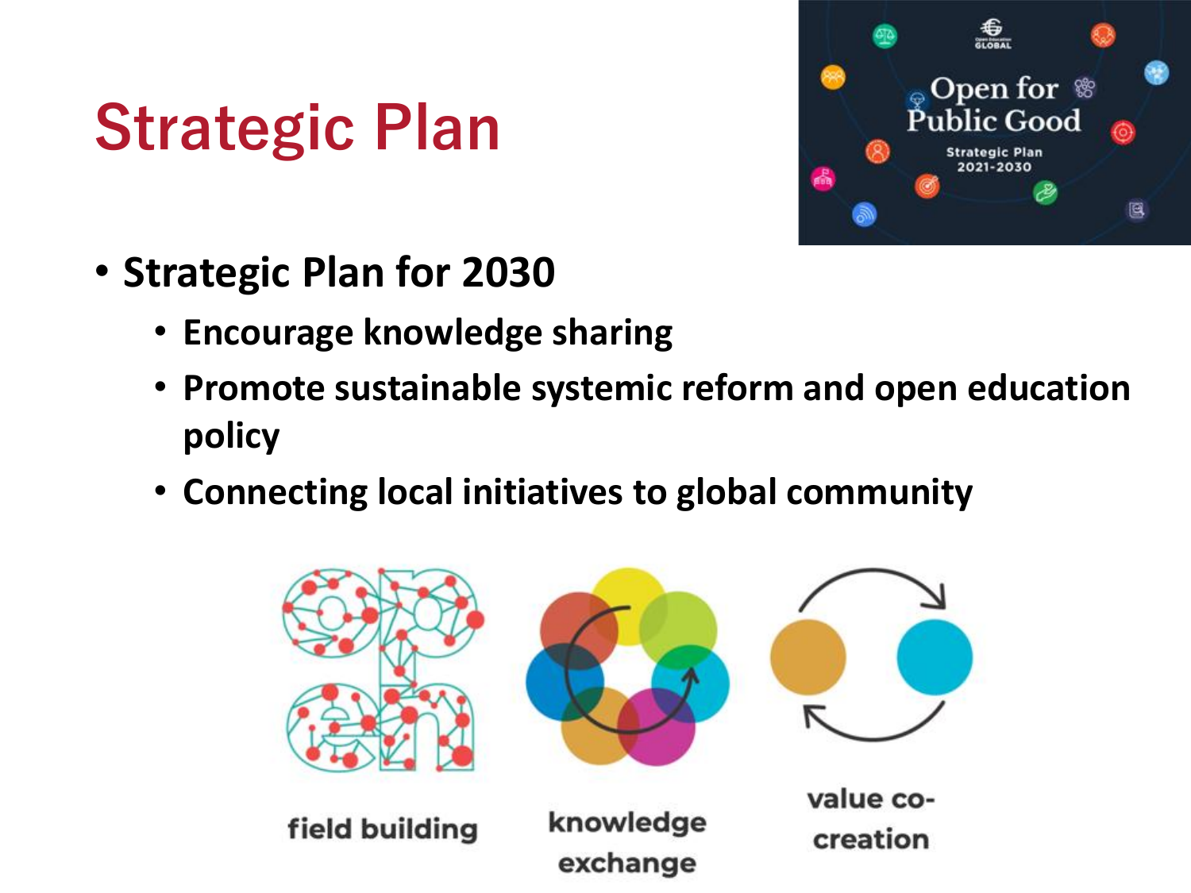# Strategic Plan

- **Strategic Plan for 2030**
  - **Encourage knowledge sharing**
  - **Promote sustainable systemic reform and open education policy**
  - **Connecting local initiatives to global community**

field building

knowledge exchange

value co-creation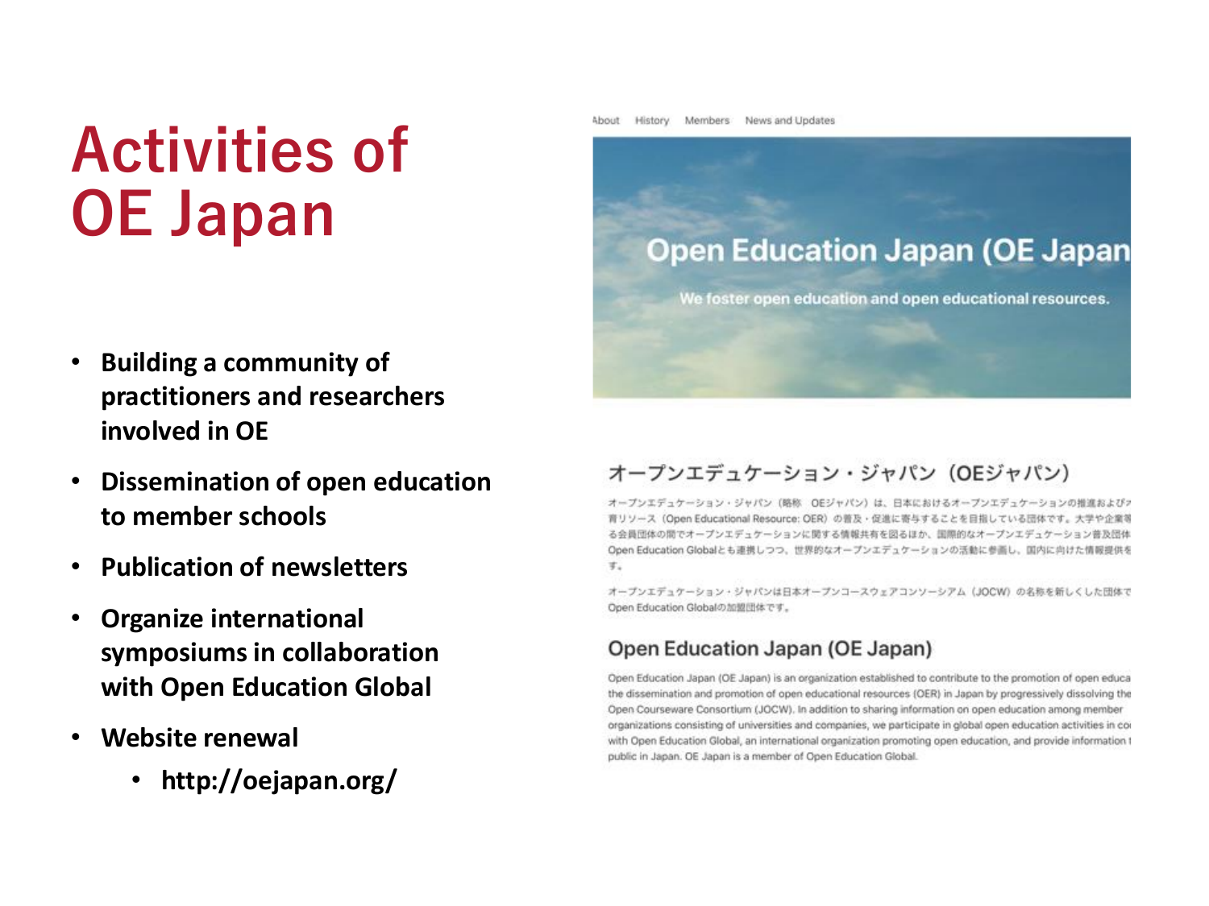# Activities of OE Japan

- **Building a community of practitioners and researchers involved in OE**
- **Dissemination of open education to member schools**
- **Publication of newsletters**
- **Organize international symposiums in collaboration with Open Education Global**
- **Website renewal**
  - **http://oejapan.org/**

About History Members News and Updates

## Open Education Japan (OE Japan

We foster open education and open educational resources.

### オープンエデュケーション・ジャパン（OEジャパン）

オープンエデュケーション・ジャパン（略称 OEジャパン）は、日本におけるオープンエデュケーションの推進および 育リソース（Open Educational Resource: OER）の普及・促進に寄与することを目指している団体です。大学や企業等 る会員団体の間でオープンエデュケーションに関する情報共有を図るほか、国際的なオープンエデュケーション普及団体 Open Education Globalとも連携しつつ、世界的なオープンエデュケーションの活動に参画し、国内に向けた情報提供を す。

オープンエデュケーション・ジャパンは日本オープンコースウェアコンソーシアム（JOCW）の名称を新しくした団体で Open Education Globalの加盟団体です。

### Open Education Japan (OE Japan)

Open Education Japan (OE Japan) is an organization established to contribute to the promotion of open educa the dissemination and promotion of open educational resources (OER) in Japan by progressively dissolving the Open Courseware Consortium (JOCW). In addition to sharing information on open education among member organizations consisting of universities and companies, we participate in global open education activities in co with Open Education Global, an international organization promoting open education, and provide information t public in Japan. OE Japan is a member of Open Education Global.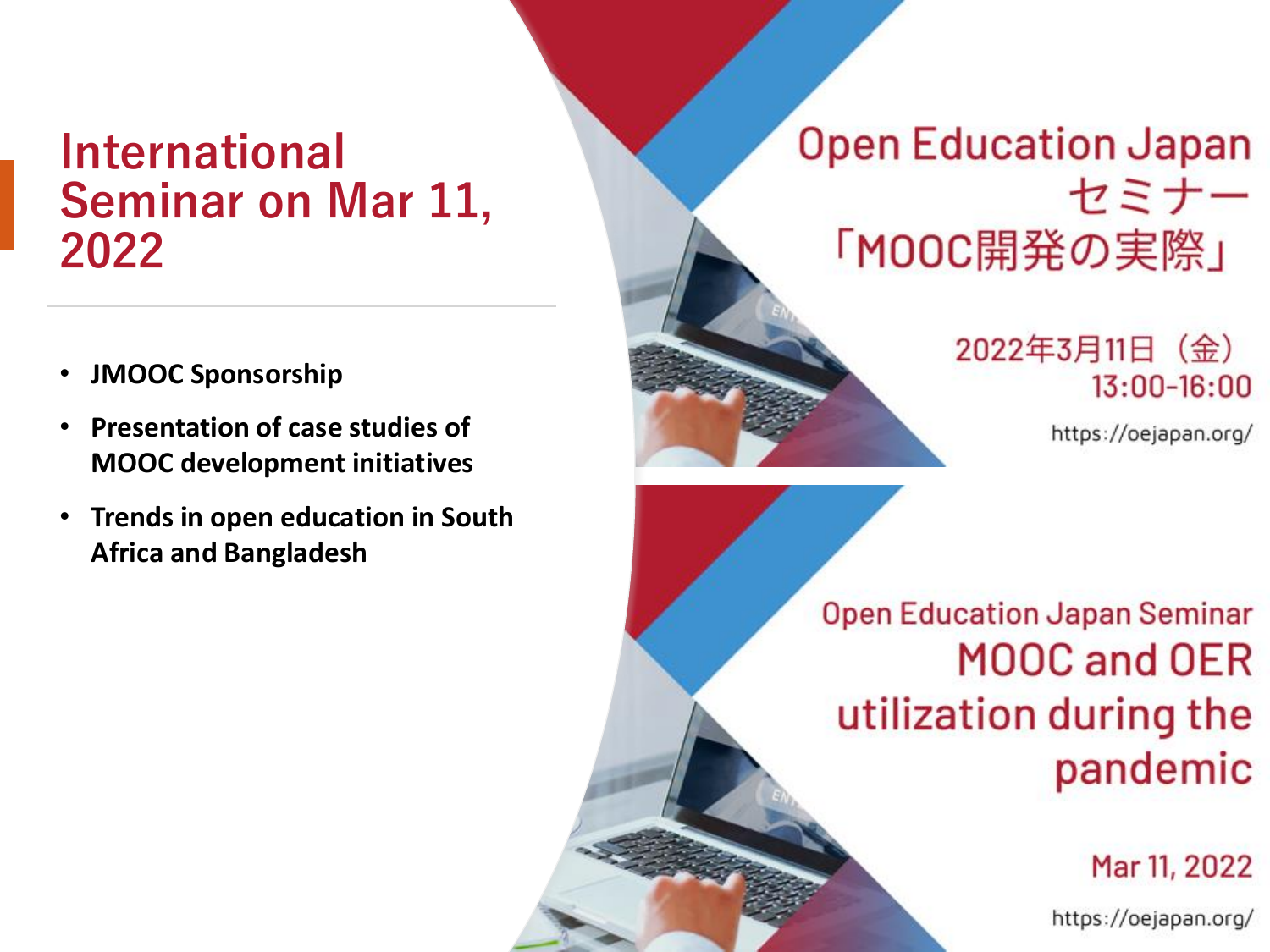# International Seminar on Mar 11, 2022

- **JMOOC Sponsorship**
- **Presentation of case studies of MOOC development initiatives**
- **Trends in open education in South Africa and Bangladesh**

Open Education Japan セミナー 「MOOC開発の実際」

2022年3月11日（金） 13:00-16:00

https://oejapan.org/

Open Education Japan Seminar MOOC and OER utilization during the pandemic

Mar 11, 2022

https://oejapan.org/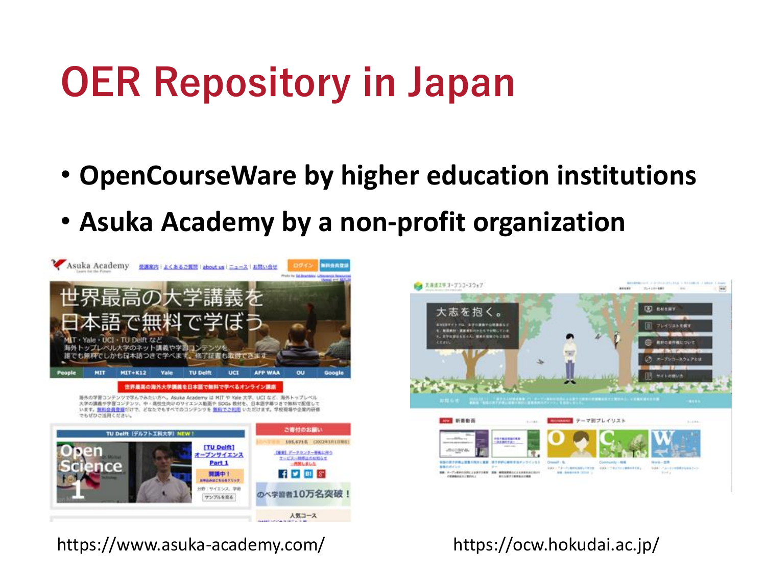# OER Repository in Japan

- **OpenCourseWare by higher education institutions**
- **Asuka Academy by a non-profit organization**

https://www.asuka-academy.com/

https://ocw.hokudai.ac.jp/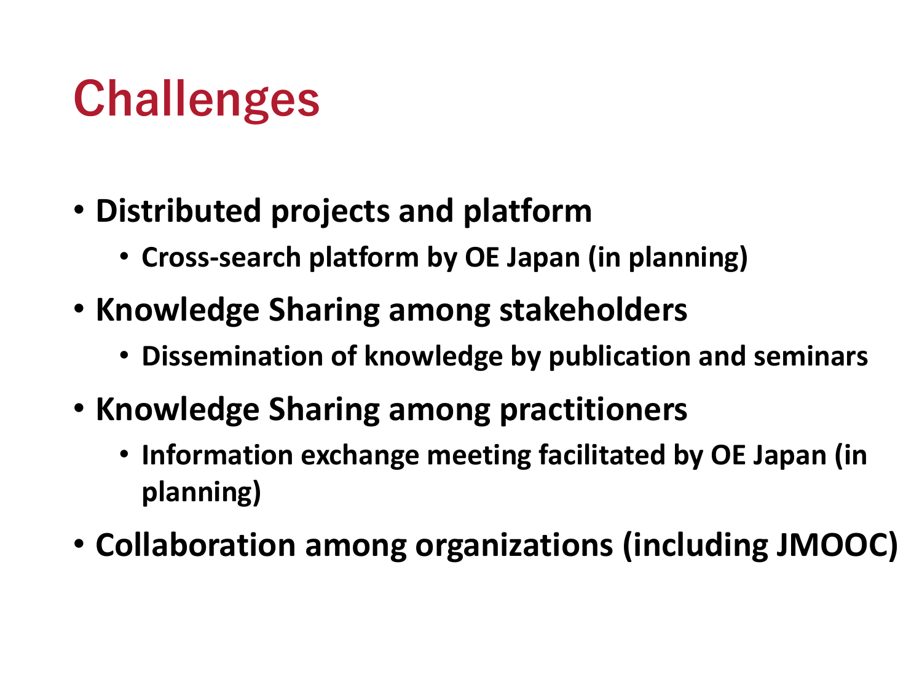# Challenges

- **Distributed projects and platform**
  - **Cross-search platform by OE Japan (in planning)**
- **Knowledge Sharing among stakeholders**
  - **Dissemination of knowledge by publication and seminars**
- **Knowledge Sharing among practitioners**
  - **Information exchange meeting facilitated by OE Japan (in planning)**
- **Collaboration among organizations (including JMOOC)**